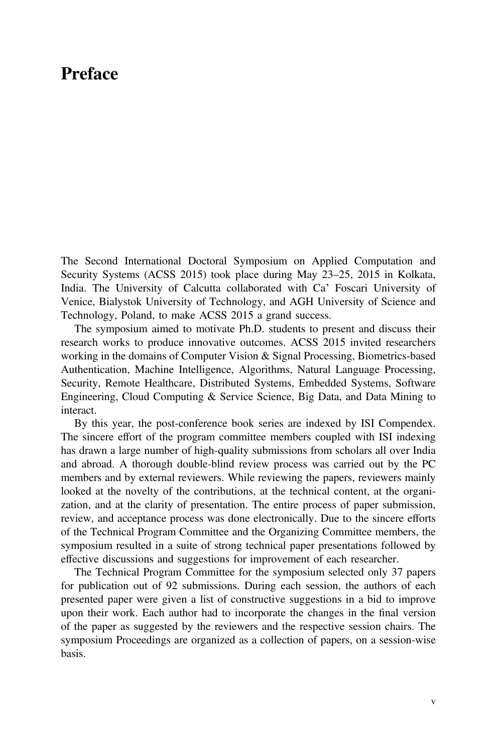# Preface

The Second International Doctoral Symposium on Applied Computation and Security Systems (ACSS 2015) took place during May 23–25, 2015 in Kolkata, India. The University of Calcutta collaborated with Ca' Foscari University of Venice, Bialystok University of Technology, and AGH University of Science and Technology, Poland, to make ACSS 2015 a grand success.

The symposium aimed to motivate Ph.D. students to present and discuss their research works to produce innovative outcomes. ACSS 2015 invited researchers working in the domains of Computer Vision & Signal Processing, Biometrics-based Authentication, Machine Intelligence, Algorithms, Natural Language Processing, Security, Remote Healthcare, Distributed Systems, Embedded Systems, Software Engineering, Cloud Computing & Service Science, Big Data, and Data Mining to interact.

By this year, the post-conference book series are indexed by ISI Compendex. The sincere effort of the program committee members coupled with ISI indexing has drawn a large number of high-quality submissions from scholars all over India and abroad. A thorough double-blind review process was carried out by the PC members and by external reviewers. While reviewing the papers, reviewers mainly looked at the novelty of the contributions, at the technical content, at the organization, and at the clarity of presentation. The entire process of paper submission, review, and acceptance process was done electronically. Due to the sincere efforts of the Technical Program Committee and the Organizing Committee members, the symposium resulted in a suite of strong technical paper presentations followed by effective discussions and suggestions for improvement of each researcher.

The Technical Program Committee for the symposium selected only 37 papers for publication out of 92 submissions. During each session, the authors of each presented paper were given a list of constructive suggestions in a bid to improve upon their work. Each author had to incorporate the changes in the final version of the paper as suggested by the reviewers and the respective session chairs. The symposium Proceedings are organized as a collection of papers, on a session-wise basis.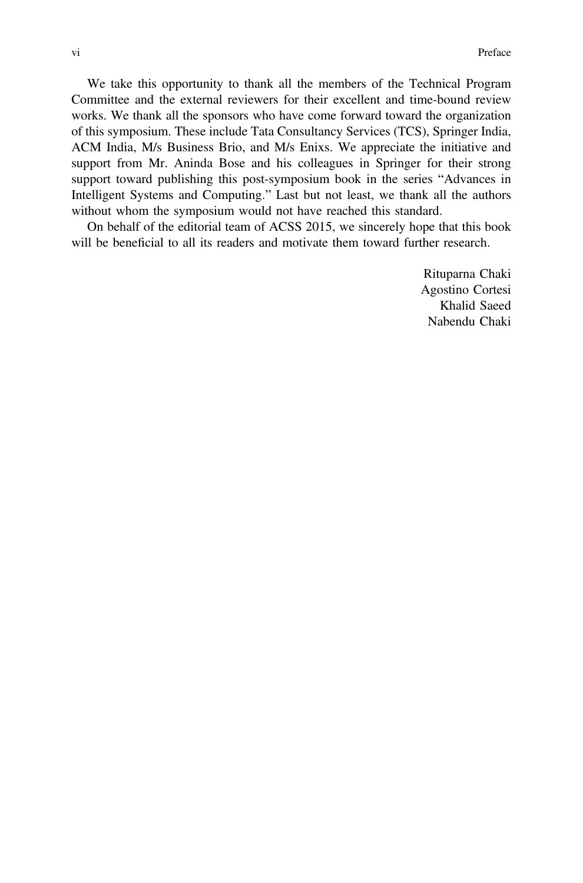We take this opportunity to thank all the members of the Technical Program Committee and the external reviewers for their excellent and time-bound review works. We thank all the sponsors who have come forward toward the organization of this symposium. These include Tata Consultancy Services (TCS), Springer India, ACM India, M/s Business Brio, and M/s Enixs. We appreciate the initiative and support from Mr. Aninda Bose and his colleagues in Springer for their strong support toward publishing this post-symposium book in the series "Advances in Intelligent Systems and Computing." Last but not least, we thank all the authors without whom the symposium would not have reached this standard.

On behalf of the editorial team of ACSS 2015, we sincerely hope that this book will be beneficial to all its readers and motivate them toward further research.

Rituparna Chaki
Agostino Cortesi
Khalid Saeed
Nabendu Chaki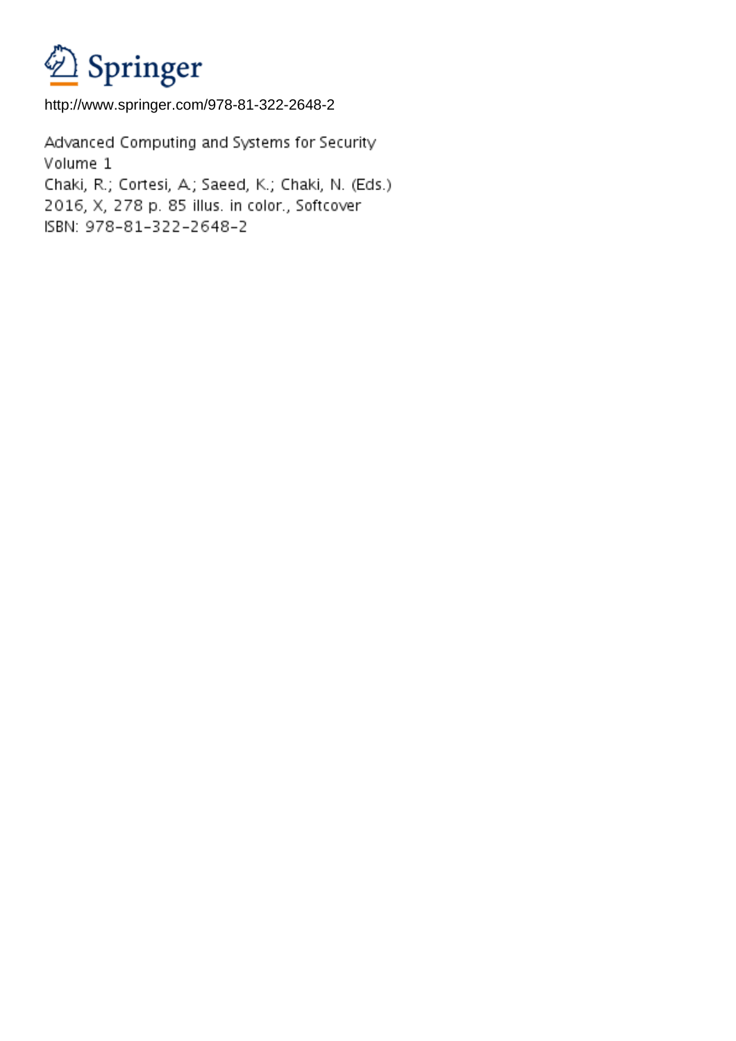Springer

http://www.springer.com/978-81-322-2648-2

Advanced Computing and Systems for Security
Volume 1
Chaki, R.; Cortesi, A.; Saeed, K.; Chaki, N. (Eds.)
2016, X, 278 p. 85 illus. in color., Softcover
ISBN: 978-81-322-2648-2